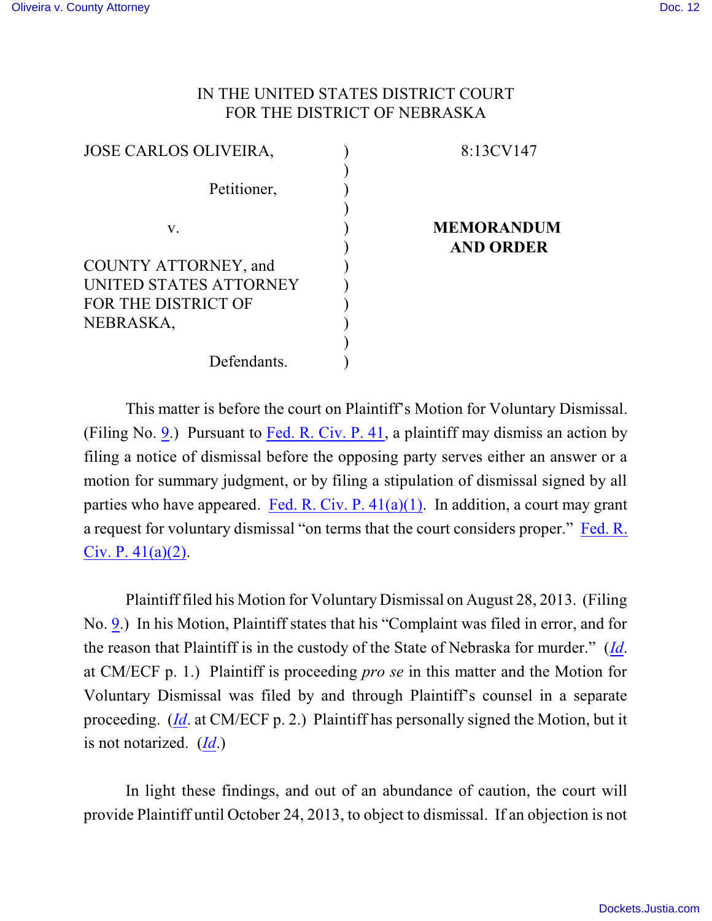IN THE UNITED STATES DISTRICT COURT
FOR THE DISTRICT OF NEBRASKA

| | | |
|---|---|---|
| JOSE CARLOS OLIVEIRA, | ) | 8:13CV147 |
| | ) | |
| Petitioner, | ) | |
| | ) | |
| v. | ) | **MEMORANDUM AND ORDER** |
| | ) | |
| COUNTY ATTORNEY, and UNITED STATES ATTORNEY FOR THE DISTRICT OF NEBRASKA, | ) | |
| | ) | |
| Defendants. | ) | |

This matter is before the court on Plaintiff's Motion for Voluntary Dismissal. (Filing No. 9.) Pursuant to Fed. R. Civ. P. 41, a plaintiff may dismiss an action by filing a notice of dismissal before the opposing party serves either an answer or a motion for summary judgment, or by filing a stipulation of dismissal signed by all parties who have appeared. Fed. R. Civ. P. 41(a)(1). In addition, a court may grant a request for voluntary dismissal "on terms that the court considers proper." Fed. R. Civ. P. 41(a)(2).

Plaintiff filed his Motion for Voluntary Dismissal on August 28, 2013. (Filing No. 9.) In his Motion, Plaintiff states that his "Complaint was filed in error, and for the reason that Plaintiff is in the custody of the State of Nebraska for murder." (*Id*. at CM/ECF p. 1.) Plaintiff is proceeding *pro se* in this matter and the Motion for Voluntary Dismissal was filed by and through Plaintiff's counsel in a separate proceeding. (*Id*. at CM/ECF p. 2.) Plaintiff has personally signed the Motion, but it is not notarized. (*Id*.)

In light these findings, and out of an abundance of caution, the court will provide Plaintiff until October 24, 2013, to object to dismissal. If an objection is not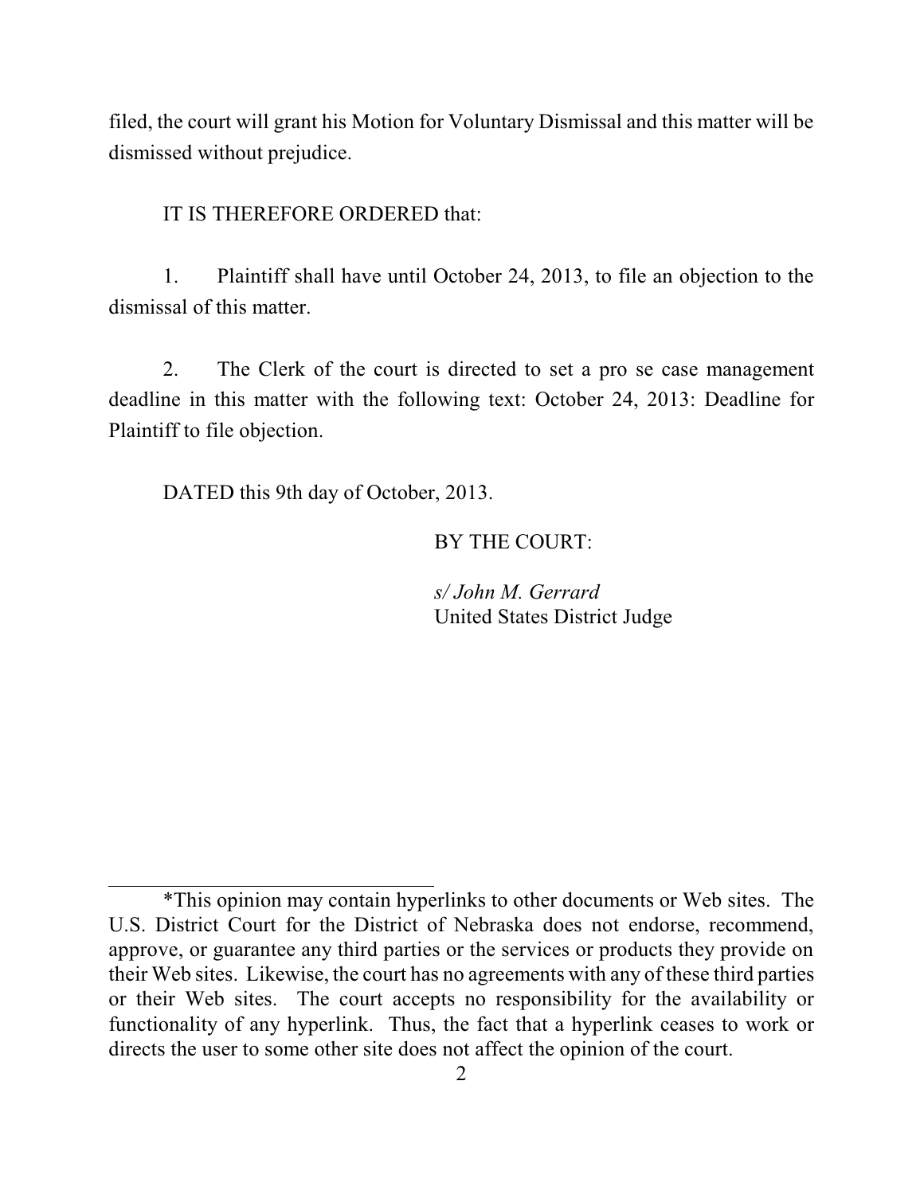filed, the court will grant his Motion for Voluntary Dismissal and this matter will be dismissed without prejudice.

IT IS THEREFORE ORDERED that:

1. Plaintiff shall have until October 24, 2013, to file an objection to the dismissal of this matter.

2. The Clerk of the court is directed to set a pro se case management deadline in this matter with the following text: October 24, 2013: Deadline for Plaintiff to file objection.

DATED this 9th day of October, 2013.

BY THE COURT:

*s/ John M. Gerrard*
United States District Judge

---

*This opinion may contain hyperlinks to other documents or Web sites. The U.S. District Court for the District of Nebraska does not endorse, recommend, approve, or guarantee any third parties or the services or products they provide on their Web sites. Likewise, the court has no agreements with any of these third parties or their Web sites. The court accepts no responsibility for the availability or functionality of any hyperlink. Thus, the fact that a hyperlink ceases to work or directs the user to some other site does not affect the opinion of the court.